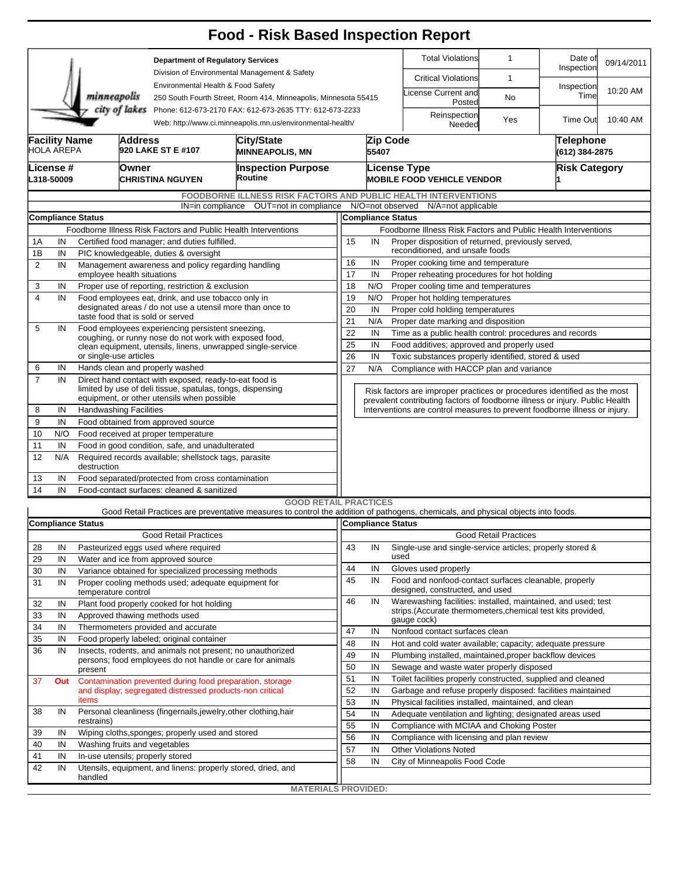# Food - Risk Based Inspection Report

**Department of Regulatory Services**
Division of Environmental Management & Safety
Environmental Health & Food Safety
250 South Fourth Street, Room 414, Minneapolis, Minnesota 55415
Phone: 612-673-2170 FAX: 612-673-2635 TTY: 612-673-2233
Web: http://www.ci.minneapolis.mn.us/environmental-health/

| | | | |
|---|---|---|---|
| Total Violations | 1 | Date of Inspection | 09/14/2011 |
| Critical Violations | 1 | Inspection Time | 10:20 AM |
| License Current and Posted | No | | |
| Reinspection Needed | Yes | Time Out | 10:40 AM |

| Facility Name | Address | City/State | Zip Code | Telephone |
|---|---|---|---|---|
| HOLA AREPA | 920 LAKE ST E #107 | MINNEAPOLIS, MN | 55407 | (612) 384-2875 |

| License # | Owner | Inspection Purpose | License Type | Risk Category |
|---|---|---|---|---|
| L318-50009 | CHRISTINA NGUYEN | Routine | MOBILE FOOD VEHICLE VENDOR | 1 |

## FOODBORNE ILLNESS RISK FACTORS AND PUBLIC HEALTH INTERVENTIONS

IN=in compliance OUT=not in compliance N/O=not observed N/A=not applicable

| # | Compliance Status | Foodborne Illness Risk Factors and Public Health Interventions |
|---|---|---|
| 1A | IN | Certified food manager; and duties fulfilled. |
| 1B | IN | PIC knowledgeable, duties & oversight |
| 2 | IN | Management awareness and policy regarding handling employee health situations |
| 3 | IN | Proper use of reporting, restriction & exclusion |
| 4 | IN | Food employees eat, drink, and use tobacco only in designated areas / do not use a utensil more than once to taste food that is sold or served |
| 5 | IN | Food employees experiencing persistent sneezing, coughing, or runny nose do not work with exposed food, clean equipment, utensils, linens, unwrapped single-service or single-use articles |
| 6 | IN | Hands clean and properly washed |
| 7 | IN | Direct hand contact with exposed, ready-to-eat food is limited by use of deli tissue, spatulas, tongs, dispensing equipment, or other utensils when possible |
| 8 | IN | Handwashing Facilities |
| 9 | IN | Food obtained from approved source |
| 10 | N/O | Food received at proper temperature |
| 11 | IN | Food in good condition, safe, and unadulterated |
| 12 | N/A | Required records available; shellstock tags, parasite destruction |
| 13 | IN | Food separated/protected from cross contamination |
| 14 | IN | Food-contact surfaces: cleaned & sanitized |
| 15 | IN | Proper disposition of returned, previously served, reconditioned, and unsafe foods |
| 16 | IN | Proper cooking time and temperature |
| 17 | IN | Proper reheating procedures for hot holding |
| 18 | N/O | Proper cooling time and temperatures |
| 19 | N/O | Proper hot holding temperatures |
| 20 | IN | Proper cold holding temperatures |
| 21 | N/A | Proper date marking and disposition |
| 22 | IN | Time as a public health control: procedures and records |
| 25 | IN | Food additives; approved and properly used |
| 26 | IN | Toxic substances properly identified, stored & used |
| 27 | N/A | Compliance with HACCP plan and variance |

Risk factors are improper practices or procedures identified as the most prevalent contributing factors of foodborne illness or injury. Public Health Interventions are control measures to prevent foodborne illness or injury.

## GOOD RETAIL PRACTICES

Good Retail Practices are preventative measures to control the addition of pathogens, chemicals, and physical objects into foods.

| # | Compliance Status | Good Retail Practices |
|---|---|---|
| 28 | IN | Pasteurized eggs used where required |
| 29 | IN | Water and ice from approved source |
| 30 | IN | Variance obtained for specialized processing methods |
| 31 | IN | Proper cooling methods used; adequate equipment for temperature control |
| 32 | IN | Plant food properly cooked for hot holding |
| 33 | IN | Approved thawing methods used |
| 34 | IN | Thermometers provided and accurate |
| 35 | IN | Food properly labeled; original container |
| 36 | IN | Insects, rodents, and animals not present; no unauthorized persons; food employees do not handle or care for animals present |
| 37 | Out | Contamination prevented during food preparation, storage and display; segregated distressed products-non critical items |
| 38 | IN | Personal cleanliness (fingernails,jewelry,other clothing,hair restrains) |
| 39 | IN | Wiping cloths,sponges; properly used and stored |
| 40 | IN | Washing fruits and vegetables |
| 41 | IN | In-use utensils; properly stored |
| 42 | IN | Utensils, equipment, and linens: properly stored, dried, and handled |
| 43 | IN | Single-use and single-service articles; properly stored & used |
| 44 | IN | Gloves used properly |
| 45 | IN | Food and nonfood-contact surfaces cleanable, properly designed, constructed, and used |
| 46 | IN | Warewashing facilities: installed, maintained, and used; test strips.(Accurate thermometers,chemical test kits provided, gauge cock) |
| 47 | IN | Nonfood contact surfaces clean |
| 48 | IN | Hot and cold water available; capacity; adequate pressure |
| 49 | IN | Plumbing installed, maintained,proper backflow devices |
| 50 | IN | Sewage and waste water properly disposed |
| 51 | IN | Toilet facilities properly constructed, supplied and cleaned |
| 52 | IN | Garbage and refuse properly disposed: facilities maintained |
| 53 | IN | Physical facilities installed, maintained, and clean |
| 54 | IN | Adequate ventilation and lighting; designated areas used |
| 55 | IN | Compliance with MCIAA and Choking Poster |
| 56 | IN | Compliance with licensing and plan review |
| 57 | IN | Other Violations Noted |
| 58 | IN | City of Minneapolis Food Code |

**MATERIALS PROVIDED:**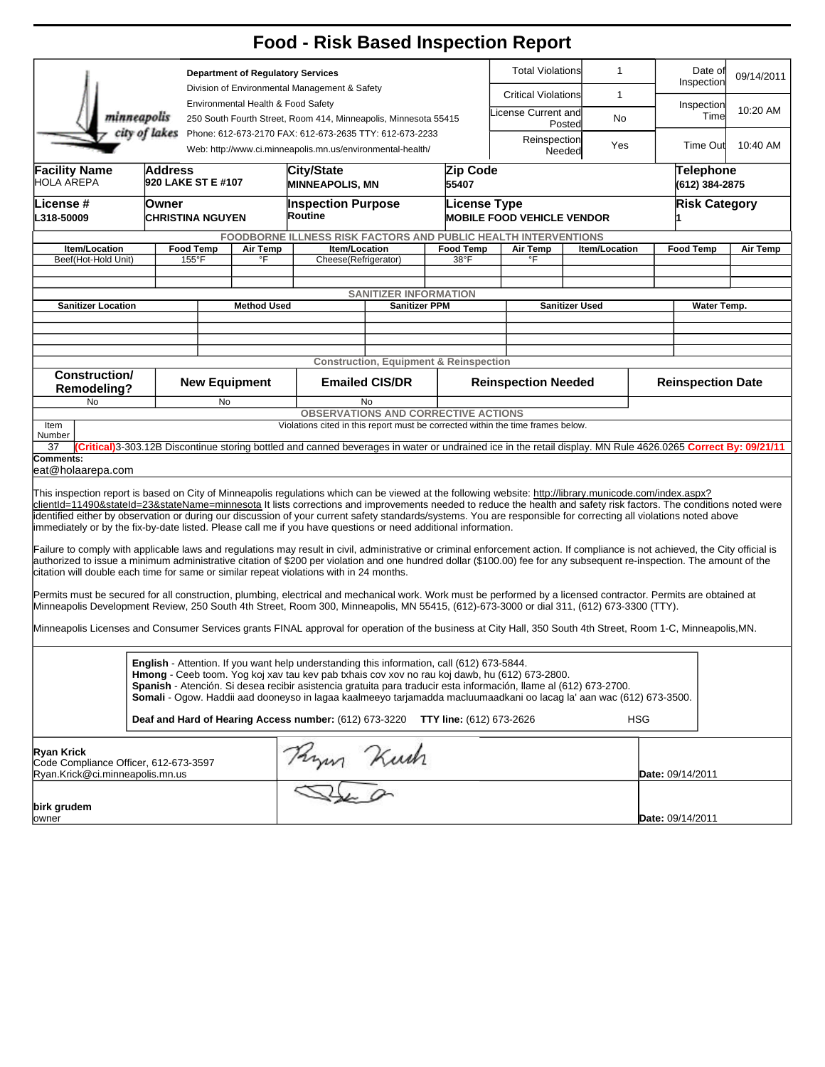# Food - Risk Based Inspection Report

| | | | | | |
|---|---|---|---|---|---|
| **Department of Regulatory Services**<br>Division of Environmental Management & Safety<br>Environmental Health & Food Safety<br>250 South Fourth Street, Room 414, Minneapolis, Minnesota 55415<br>Phone: 612-673-2170 FAX: 612-673-2635 TTY: 612-673-2233<br>Web: http://www.ci.minneapolis.mn.us/environmental-health/ | Total Violations | 1 | Date of Inspection | 09/14/2011 |
| | Critical Violations | 1 | Inspection Time | 10:20 AM |
| | License Current and Posted | No | | |
| | Reinspection Needed | Yes | Time Out | 10:40 AM |

| Facility Name | Address | City/State | Zip Code | Telephone |
|---|---|---|---|---|
| HOLA AREPA | 920 LAKE ST E #107 | MINNEAPOLIS, MN | 55407 | (612) 384-2875 |

| License # | Owner | Inspection Purpose | License Type | Risk Category |
|---|---|---|---|---|
| L318-50009 | CHRISTINA NGUYEN | Routine | MOBILE FOOD VEHICLE VENDOR | 1 |

## FOODBORNE ILLNESS RISK FACTORS AND PUBLIC HEALTH INTERVENTIONS

| Item/Location | Food Temp | Air Temp | Item/Location | Food Temp | Air Temp | Item/Location | Food Temp | Air Temp |
|---|---|---|---|---|---|---|---|---|
| Beef(Hot-Hold Unit) | 155°F | °F | Cheese(Refrigerator) | 38°F | °F | | | |

## SANITIZER INFORMATION

| Sanitizer Location | Method Used | Sanitizer PPM | Sanitizer Used | Water Temp. |
|---|---|---|---|---|
| | | | | |

## Construction, Equipment & Reinspection

| Construction/ Remodeling? | New Equipment | Emailed CIS/DR | Reinspection Needed | Reinspection Date |
|---|---|---|---|---|
| No | No | No | | |

## OBSERVATIONS AND CORRECTIVE ACTIONS

| Item Number | Violations cited in this report must be corrected within the time frames below. |
|---|---|
| 37 | **(Critical)**3-303.12B Discontinue storing bottled and canned beverages in water or undrained ice in the retail display. MN Rule 4626.0265 **Correct By: 09/21/11** |

**Comments:**
eat@holaarepa.com

This inspection report is based on City of Minneapolis regulations which can be viewed at the following website: http://library.municode.com/index.aspx?clientId=11490&stateId=23&stateName=minnesota It lists corrections and improvements needed to reduce the health and safety risk factors. The conditions noted were identified either by observation or during our discussion of your current safety standards/systems. You are responsible for correcting all violations noted above immediately or by the fix-by-date listed. Please call me if you have questions or need additional information.

Failure to comply with applicable laws and regulations may result in civil, administrative or criminal enforcement action. If compliance is not achieved, the City official is authorized to issue a minimum administrative citation of $200 per violation and one hundred dollar ($100.00) fee for any subsequent re-inspection. The amount of the citation will double each time for same or similar repeat violations with in 24 months.

Permits must be secured for all construction, plumbing, electrical and mechanical work. Work must be performed by a licensed contractor. Permits are obtained at Minneapolis Development Review, 250 South 4th Street, Room 300, Minneapolis, MN 55415, (612)-673-3000 or dial 311, (612) 673-3300 (TTY).

Minneapolis Licenses and Consumer Services grants FINAL approval for operation of the business at City Hall, 350 South 4th Street, Room 1-C, Minneapolis,MN.

**English** - Attention. If you want help understanding this information, call (612) 673-5844.
**Hmong** - Ceeb toom. Yog koj xav tau kev pab txhais cov xov no rau koj dawb, hu (612) 673-2800.
**Spanish** - Atención. Si desea recibir asistencia gratuita para traducir esta información, llame al (612) 673-2700.
**Somali** - Ogow. Haddii aad dooneyso in lagaa kaalmeeyo tarjamadda macluumaadkani oo lacag la' aan wac (612) 673-3500.

**Deaf and Hard of Hearing Access number:** (612) 673-3220 **TTY line:** (612) 673-2626 HSG

**Ryan Krick**
Code Compliance Officer, 612-673-3597
Ryan.Krick@ci.minneapolis.mn.us
**Date:** 09/14/2011

**birk grudem**
owner
**Date:** 09/14/2011